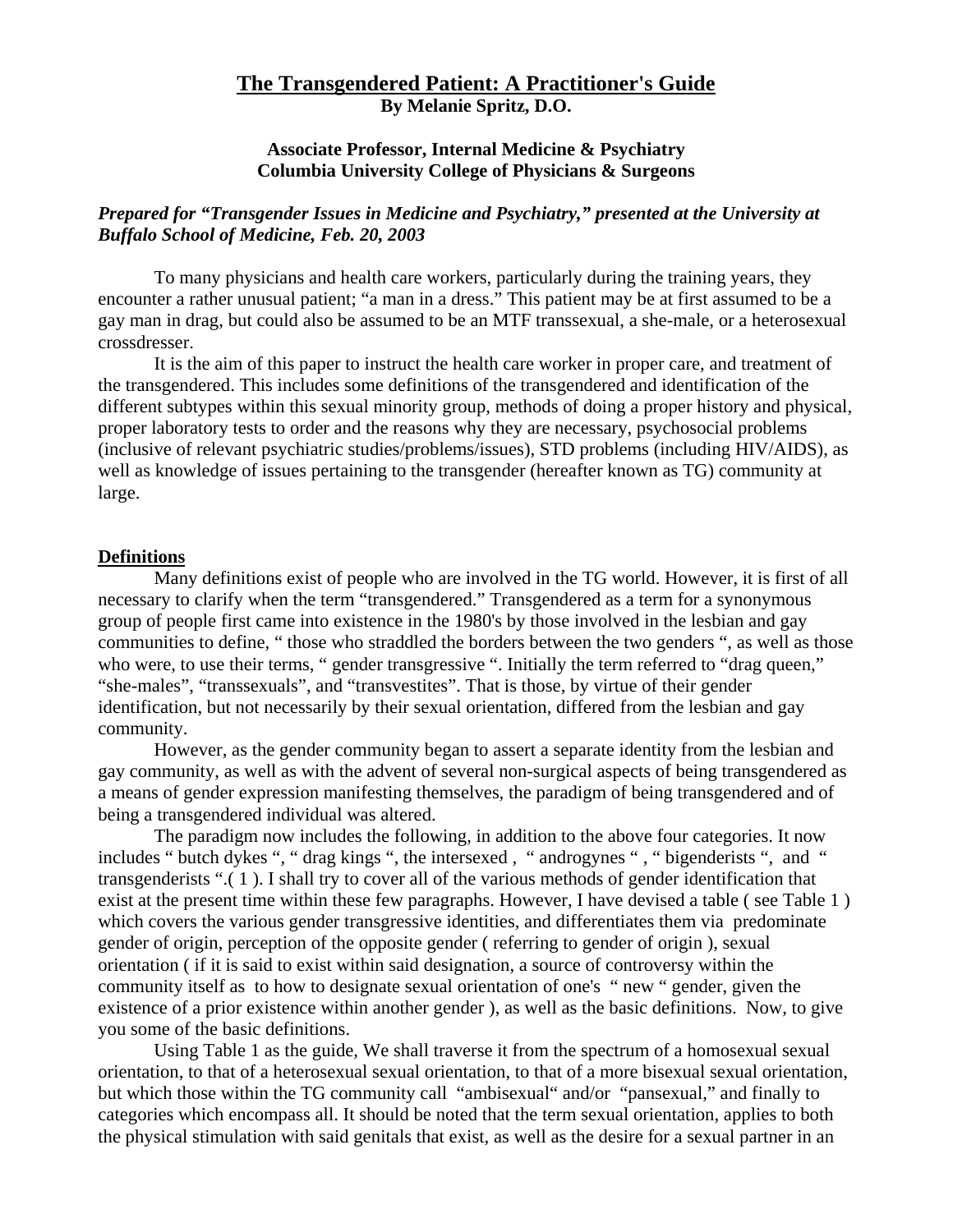# The Transgendered Patient: A Practitioner's Guide

**By Melanie Spritz, D.O.**

**Associate Professor, Internal Medicine & Psychiatry**
**Columbia University College of Physicians & Surgeons**

***Prepared for "Transgender Issues in Medicine and Psychiatry," presented at the University at Buffalo School of Medicine, Feb. 20, 2003***

To many physicians and health care workers, particularly during the training years, they encounter a rather unusual patient; "a man in a dress." This patient may be at first assumed to be a gay man in drag, but could also be assumed to be an MTF transsexual, a she-male, or a heterosexual crossdresser.

It is the aim of this paper to instruct the health care worker in proper care, and treatment of the transgendered. This includes some definitions of the transgendered and identification of the different subtypes within this sexual minority group, methods of doing a proper history and physical, proper laboratory tests to order and the reasons why they are necessary, psychosocial problems (inclusive of relevant psychiatric studies/problems/issues), STD problems (including HIV/AIDS), as well as knowledge of issues pertaining to the transgender (hereafter known as TG) community at large.

## Definitions

Many definitions exist of people who are involved in the TG world. However, it is first of all necessary to clarify when the term "transgendered." Transgendered as a term for a synonymous group of people first came into existence in the 1980's by those involved in the lesbian and gay communities to define, " those who straddled the borders between the two genders ", as well as those who were, to use their terms, " gender transgressive ". Initially the term referred to "drag queen," "she-males", "transsexuals", and "transvestites". That is those, by virtue of their gender identification, but not necessarily by their sexual orientation, differed from the lesbian and gay community.

However, as the gender community began to assert a separate identity from the lesbian and gay community, as well as with the advent of several non-surgical aspects of being transgendered as a means of gender expression manifesting themselves, the paradigm of being transgendered and of being a transgendered individual was altered.

The paradigm now includes the following, in addition to the above four categories. It now includes " butch dykes ", " drag kings ", the intersexed , " androgynes " , " bigenderists ", and " transgenderists ".( 1 ). I shall try to cover all of the various methods of gender identification that exist at the present time within these few paragraphs. However, I have devised a table ( see Table 1 ) which covers the various gender transgressive identities, and differentiates them via predominate gender of origin, perception of the opposite gender ( referring to gender of origin ), sexual orientation ( if it is said to exist within said designation, a source of controversy within the community itself as to how to designate sexual orientation of one's " new " gender, given the existence of a prior existence within another gender ), as well as the basic definitions. Now, to give you some of the basic definitions.

Using Table 1 as the guide, We shall traverse it from the spectrum of a homosexual sexual orientation, to that of a heterosexual sexual orientation, to that of a more bisexual sexual orientation, but which those within the TG community call "ambisexual" and/or "pansexual," and finally to categories which encompass all. It should be noted that the term sexual orientation, applies to both the physical stimulation with said genitals that exist, as well as the desire for a sexual partner in an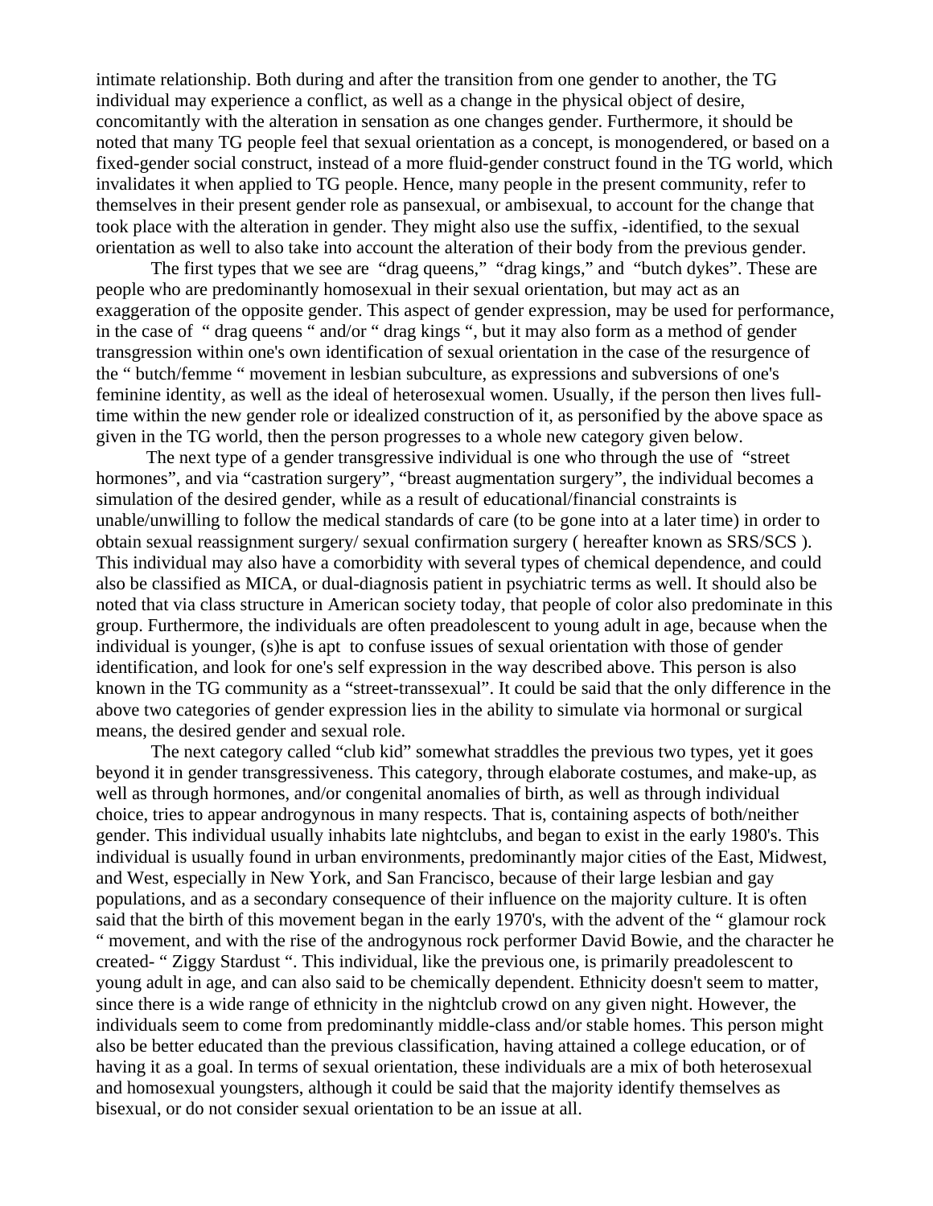intimate relationship. Both during and after the transition from one gender to another, the TG individual may experience a conflict, as well as a change in the physical object of desire, concomitantly with the alteration in sensation as one changes gender. Furthermore, it should be noted that many TG people feel that sexual orientation as a concept, is monogendered, or based on a fixed-gender social construct, instead of a more fluid-gender construct found in the TG world, which invalidates it when applied to TG people. Hence, many people in the present community, refer to themselves in their present gender role as pansexual, or ambisexual, to account for the change that took place with the alteration in gender. They might also use the suffix, -identified, to the sexual orientation as well to also take into account the alteration of their body from the previous gender.

The first types that we see are "drag queens," "drag kings," and "butch dykes". These are people who are predominantly homosexual in their sexual orientation, but may act as an exaggeration of the opposite gender. This aspect of gender expression, may be used for performance, in the case of " drag queens " and/or " drag kings ", but it may also form as a method of gender transgression within one's own identification of sexual orientation in the case of the resurgence of the " butch/femme " movement in lesbian subculture, as expressions and subversions of one's feminine identity, as well as the ideal of heterosexual women. Usually, if the person then lives full-time within the new gender role or idealized construction of it, as personified by the above space as given in the TG world, then the person progresses to a whole new category given below.

The next type of a gender transgressive individual is one who through the use of "street hormones", and via "castration surgery", "breast augmentation surgery", the individual becomes a simulation of the desired gender, while as a result of educational/financial constraints is unable/unwilling to follow the medical standards of care (to be gone into at a later time) in order to obtain sexual reassignment surgery/ sexual confirmation surgery ( hereafter known as SRS/SCS ). This individual may also have a comorbidity with several types of chemical dependence, and could also be classified as MICA, or dual-diagnosis patient in psychiatric terms as well. It should also be noted that via class structure in American society today, that people of color also predominate in this group. Furthermore, the individuals are often preadolescent to young adult in age, because when the individual is younger, (s)he is apt to confuse issues of sexual orientation with those of gender identification, and look for one's self expression in the way described above. This person is also known in the TG community as a "street-transsexual". It could be said that the only difference in the above two categories of gender expression lies in the ability to simulate via hormonal or surgical means, the desired gender and sexual role.

The next category called "club kid" somewhat straddles the previous two types, yet it goes beyond it in gender transgressiveness. This category, through elaborate costumes, and make-up, as well as through hormones, and/or congenital anomalies of birth, as well as through individual choice, tries to appear androgynous in many respects. That is, containing aspects of both/neither gender. This individual usually inhabits late nightclubs, and began to exist in the early 1980's. This individual is usually found in urban environments, predominantly major cities of the East, Midwest, and West, especially in New York, and San Francisco, because of their large lesbian and gay populations, and as a secondary consequence of their influence on the majority culture. It is often said that the birth of this movement began in the early 1970's, with the advent of the " glamour rock " movement, and with the rise of the androgynous rock performer David Bowie, and the character he created- " Ziggy Stardust ". This individual, like the previous one, is primarily preadolescent to young adult in age, and can also said to be chemically dependent. Ethnicity doesn't seem to matter, since there is a wide range of ethnicity in the nightclub crowd on any given night. However, the individuals seem to come from predominantly middle-class and/or stable homes. This person might also be better educated than the previous classification, having attained a college education, or of having it as a goal. In terms of sexual orientation, these individuals are a mix of both heterosexual and homosexual youngsters, although it could be said that the majority identify themselves as bisexual, or do not consider sexual orientation to be an issue at all.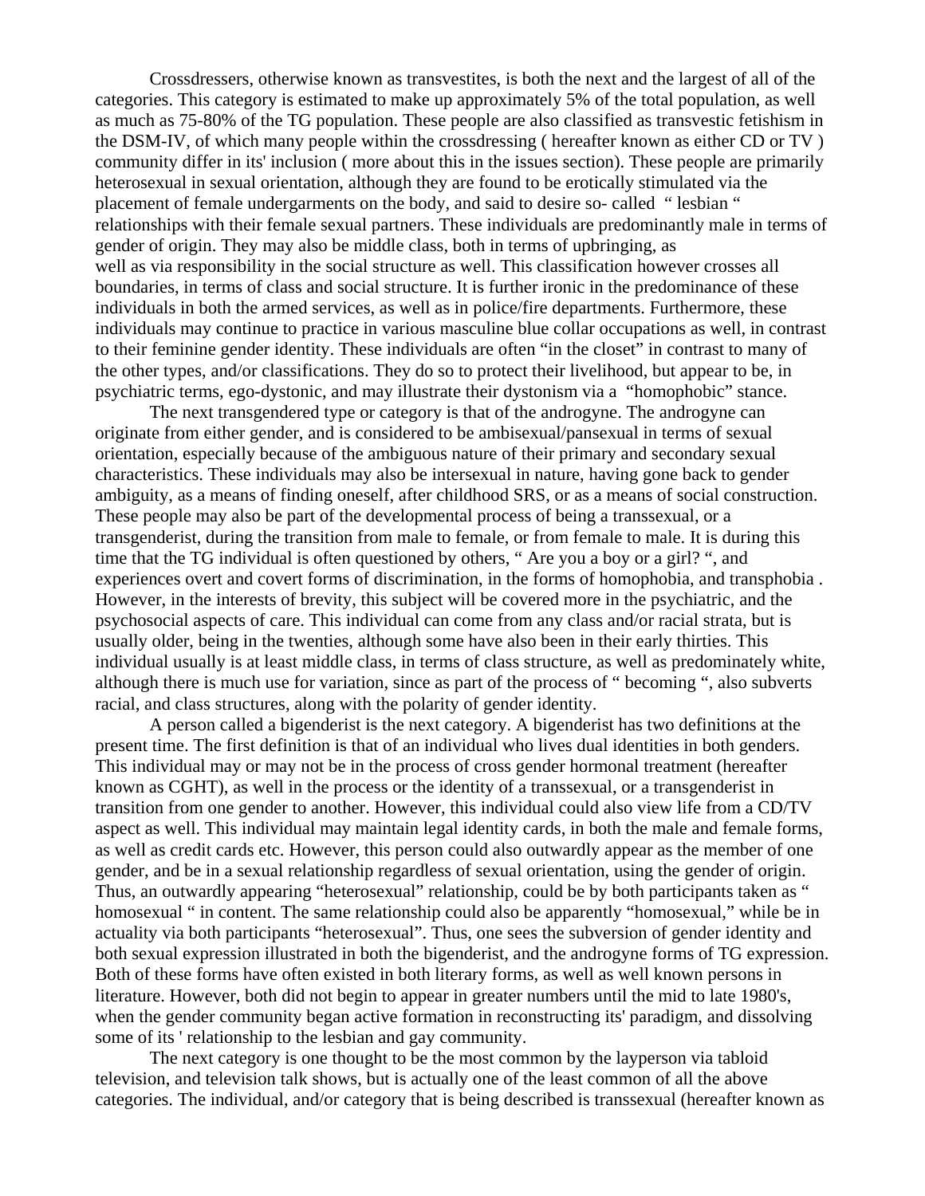Crossdressers, otherwise known as transvestites, is both the next and the largest of all of the categories. This category is estimated to make up approximately 5% of the total population, as well as much as 75-80% of the TG population. These people are also classified as transvestic fetishism in the DSM-IV, of which many people within the crossdressing ( hereafter known as either CD or TV ) community differ in its' inclusion ( more about this in the issues section). These people are primarily heterosexual in sexual orientation, although they are found to be erotically stimulated via the placement of female undergarments on the body, and said to desire so- called " lesbian " relationships with their female sexual partners. These individuals are predominantly male in terms of gender of origin. They may also be middle class, both in terms of upbringing, as well as via responsibility in the social structure as well. This classification however crosses all boundaries, in terms of class and social structure. It is further ironic in the predominance of these individuals in both the armed services, as well as in police/fire departments. Furthermore, these individuals may continue to practice in various masculine blue collar occupations as well, in contrast to their feminine gender identity. These individuals are often "in the closet" in contrast to many of the other types, and/or classifications. They do so to protect their livelihood, but appear to be, in psychiatric terms, ego-dystonic, and may illustrate their dystonism via a "homophobic" stance.

The next transgendered type or category is that of the androgyne. The androgyne can originate from either gender, and is considered to be ambisexual/pansexual in terms of sexual orientation, especially because of the ambiguous nature of their primary and secondary sexual characteristics. These individuals may also be intersexual in nature, having gone back to gender ambiguity, as a means of finding oneself, after childhood SRS, or as a means of social construction. These people may also be part of the developmental process of being a transsexual, or a transgenderist, during the transition from male to female, or from female to male. It is during this time that the TG individual is often questioned by others, " Are you a boy or a girl? ", and experiences overt and covert forms of discrimination, in the forms of homophobia, and transphobia . However, in the interests of brevity, this subject will be covered more in the psychiatric, and the psychosocial aspects of care. This individual can come from any class and/or racial strata, but is usually older, being in the twenties, although some have also been in their early thirties. This individual usually is at least middle class, in terms of class structure, as well as predominately white, although there is much use for variation, since as part of the process of " becoming ", also subverts racial, and class structures, along with the polarity of gender identity.

A person called a bigenderist is the next category. A bigenderist has two definitions at the present time. The first definition is that of an individual who lives dual identities in both genders. This individual may or may not be in the process of cross gender hormonal treatment (hereafter known as CGHT), as well in the process or the identity of a transsexual, or a transgenderist in transition from one gender to another. However, this individual could also view life from a CD/TV aspect as well. This individual may maintain legal identity cards, in both the male and female forms, as well as credit cards etc. However, this person could also outwardly appear as the member of one gender, and be in a sexual relationship regardless of sexual orientation, using the gender of origin. Thus, an outwardly appearing "heterosexual" relationship, could be by both participants taken as " homosexual " in content. The same relationship could also be apparently "homosexual," while be in actuality via both participants "heterosexual". Thus, one sees the subversion of gender identity and both sexual expression illustrated in both the bigenderist, and the androgyne forms of TG expression. Both of these forms have often existed in both literary forms, as well as well known persons in literature. However, both did not begin to appear in greater numbers until the mid to late 1980's, when the gender community began active formation in reconstructing its' paradigm, and dissolving some of its ' relationship to the lesbian and gay community.

The next category is one thought to be the most common by the layperson via tabloid television, and television talk shows, but is actually one of the least common of all the above categories. The individual, and/or category that is being described is transsexual (hereafter known as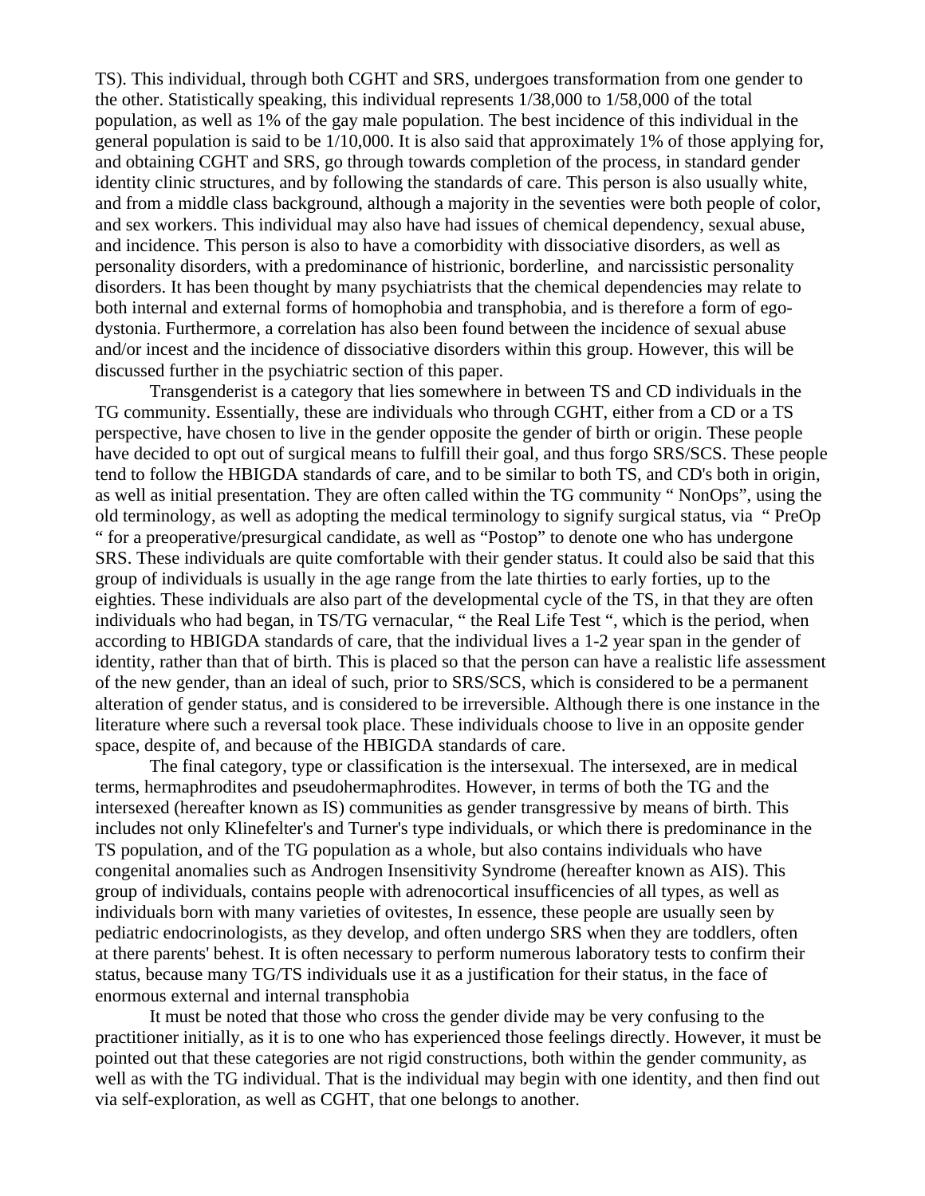TS). This individual, through both CGHT and SRS, undergoes transformation from one gender to the other. Statistically speaking, this individual represents 1/38,000 to 1/58,000 of the total population, as well as 1% of the gay male population. The best incidence of this individual in the general population is said to be 1/10,000. It is also said that approximately 1% of those applying for, and obtaining CGHT and SRS, go through towards completion of the process, in standard gender identity clinic structures, and by following the standards of care. This person is also usually white, and from a middle class background, although a majority in the seventies were both people of color, and sex workers. This individual may also have had issues of chemical dependency, sexual abuse, and incidence. This person is also to have a comorbidity with dissociative disorders, as well as personality disorders, with a predominance of histrionic, borderline, and narcissistic personality disorders. It has been thought by many psychiatrists that the chemical dependencies may relate to both internal and external forms of homophobia and transphobia, and is therefore a form of ego-dystonia. Furthermore, a correlation has also been found between the incidence of sexual abuse and/or incest and the incidence of dissociative disorders within this group. However, this will be discussed further in the psychiatric section of this paper.

Transgenderist is a category that lies somewhere in between TS and CD individuals in the TG community. Essentially, these are individuals who through CGHT, either from a CD or a TS perspective, have chosen to live in the gender opposite the gender of birth or origin. These people have decided to opt out of surgical means to fulfill their goal, and thus forgo SRS/SCS. These people tend to follow the HBIGDA standards of care, and to be similar to both TS, and CD's both in origin, as well as initial presentation. They are often called within the TG community " NonOps", using the old terminology, as well as adopting the medical terminology to signify surgical status, via " PreOp " for a preoperative/presurgical candidate, as well as "Postop" to denote one who has undergone SRS. These individuals are quite comfortable with their gender status. It could also be said that this group of individuals is usually in the age range from the late thirties to early forties, up to the eighties. These individuals are also part of the developmental cycle of the TS, in that they are often individuals who had began, in TS/TG vernacular, " the Real Life Test ", which is the period, when according to HBIGDA standards of care, that the individual lives a 1-2 year span in the gender of identity, rather than that of birth. This is placed so that the person can have a realistic life assessment of the new gender, than an ideal of such, prior to SRS/SCS, which is considered to be a permanent alteration of gender status, and is considered to be irreversible. Although there is one instance in the literature where such a reversal took place. These individuals choose to live in an opposite gender space, despite of, and because of the HBIGDA standards of care.

The final category, type or classification is the intersexual. The intersexed, are in medical terms, hermaphrodites and pseudohermaphrodites. However, in terms of both the TG and the intersexed (hereafter known as IS) communities as gender transgressive by means of birth. This includes not only Klinefelter's and Turner's type individuals, or which there is predominance in the TS population, and of the TG population as a whole, but also contains individuals who have congenital anomalies such as Androgen Insensitivity Syndrome (hereafter known as AIS). This group of individuals, contains people with adrenocortical insufficencies of all types, as well as individuals born with many varieties of ovitestes, In essence, these people are usually seen by pediatric endocrinologists, as they develop, and often undergo SRS when they are toddlers, often at there parents' behest. It is often necessary to perform numerous laboratory tests to confirm their status, because many TG/TS individuals use it as a justification for their status, in the face of enormous external and internal transphobia

It must be noted that those who cross the gender divide may be very confusing to the practitioner initially, as it is to one who has experienced those feelings directly. However, it must be pointed out that these categories are not rigid constructions, both within the gender community, as well as with the TG individual. That is the individual may begin with one identity, and then find out via self-exploration, as well as CGHT, that one belongs to another.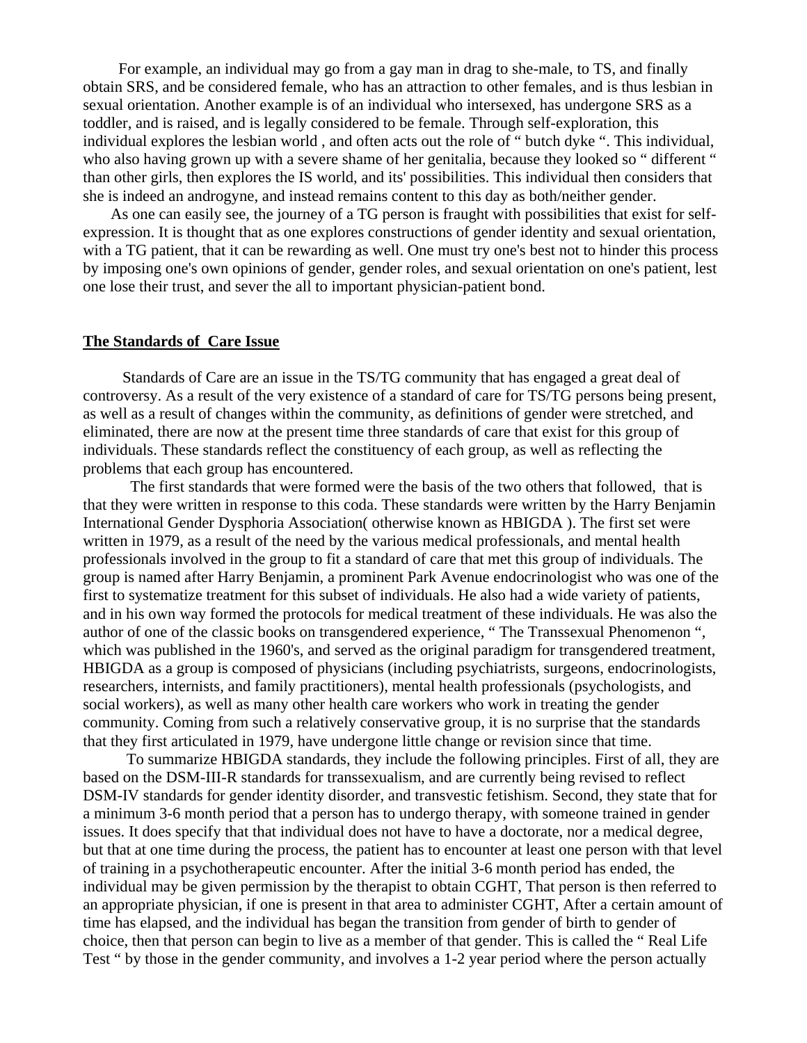For example, an individual may go from a gay man in drag to she-male, to TS, and finally obtain SRS, and be considered female, who has an attraction to other females, and is thus lesbian in sexual orientation. Another example is of an individual who intersexed, has undergone SRS as a toddler, and is raised, and is legally considered to be female. Through self-exploration, this individual explores the lesbian world , and often acts out the role of " butch dyke ". This individual, who also having grown up with a severe shame of her genitalia, because they looked so " different " than other girls, then explores the IS world, and its' possibilities. This individual then considers that she is indeed an androgyne, and instead remains content to this day as both/neither gender.

As one can easily see, the journey of a TG person is fraught with possibilities that exist for self-expression. It is thought that as one explores constructions of gender identity and sexual orientation, with a TG patient, that it can be rewarding as well. One must try one's best not to hinder this process by imposing one's own opinions of gender, gender roles, and sexual orientation on one's patient, lest one lose their trust, and sever the all to important physician-patient bond.

## The Standards of Care Issue

Standards of Care are an issue in the TS/TG community that has engaged a great deal of controversy. As a result of the very existence of a standard of care for TS/TG persons being present, as well as a result of changes within the community, as definitions of gender were stretched, and eliminated, there are now at the present time three standards of care that exist for this group of individuals. These standards reflect the constituency of each group, as well as reflecting the problems that each group has encountered.

The first standards that were formed were the basis of the two others that followed, that is that they were written in response to this coda. These standards were written by the Harry Benjamin International Gender Dysphoria Association( otherwise known as HBIGDA ). The first set were written in 1979, as a result of the need by the various medical professionals, and mental health professionals involved in the group to fit a standard of care that met this group of individuals. The group is named after Harry Benjamin, a prominent Park Avenue endocrinologist who was one of the first to systematize treatment for this subset of individuals. He also had a wide variety of patients, and in his own way formed the protocols for medical treatment of these individuals. He was also the author of one of the classic books on transgendered experience, " The Transsexual Phenomenon ", which was published in the 1960's, and served as the original paradigm for transgendered treatment, HBIGDA as a group is composed of physicians (including psychiatrists, surgeons, endocrinologists, researchers, internists, and family practitioners), mental health professionals (psychologists, and social workers), as well as many other health care workers who work in treating the gender community. Coming from such a relatively conservative group, it is no surprise that the standards that they first articulated in 1979, have undergone little change or revision since that time.

To summarize HBIGDA standards, they include the following principles. First of all, they are based on the DSM-III-R standards for transsexualism, and are currently being revised to reflect DSM-IV standards for gender identity disorder, and transvestic fetishism. Second, they state that for a minimum 3-6 month period that a person has to undergo therapy, with someone trained in gender issues. It does specify that that individual does not have to have a doctorate, nor a medical degree, but that at one time during the process, the patient has to encounter at least one person with that level of training in a psychotherapeutic encounter. After the initial 3-6 month period has ended, the individual may be given permission by the therapist to obtain CGHT, That person is then referred to an appropriate physician, if one is present in that area to administer CGHT, After a certain amount of time has elapsed, and the individual has began the transition from gender of birth to gender of choice, then that person can begin to live as a member of that gender. This is called the " Real Life Test " by those in the gender community, and involves a 1-2 year period where the person actually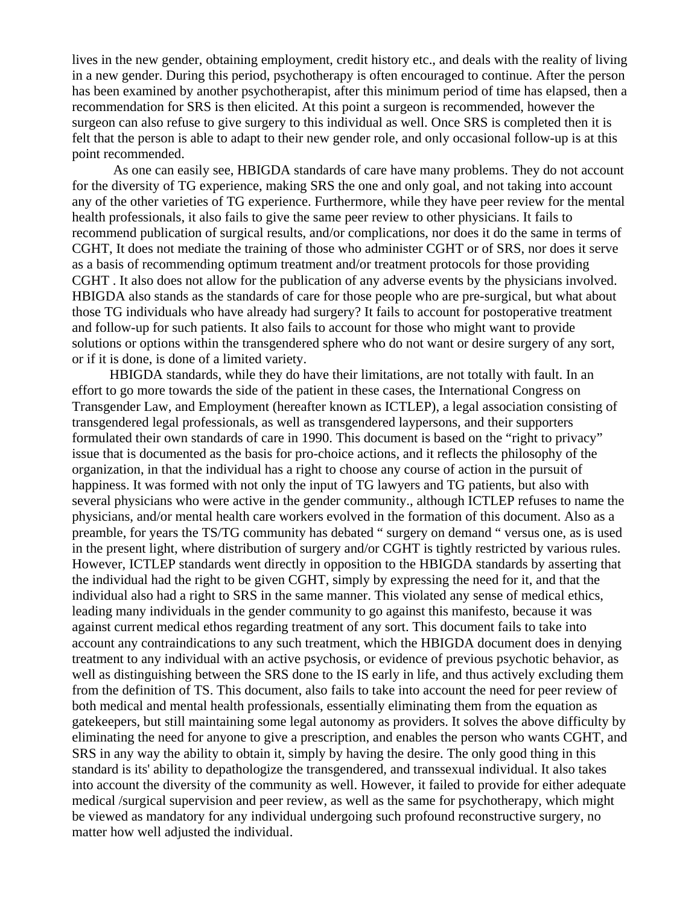lives in the new gender, obtaining employment, credit history etc., and deals with the reality of living in a new gender. During this period, psychotherapy is often encouraged to continue. After the person has been examined by another psychotherapist, after this minimum period of time has elapsed, then a recommendation for SRS is then elicited. At this point a surgeon is recommended, however the surgeon can also refuse to give surgery to this individual as well. Once SRS is completed then it is felt that the person is able to adapt to their new gender role, and only occasional follow-up is at this point recommended.

As one can easily see, HBIGDA standards of care have many problems. They do not account for the diversity of TG experience, making SRS the one and only goal, and not taking into account any of the other varieties of TG experience. Furthermore, while they have peer review for the mental health professionals, it also fails to give the same peer review to other physicians. It fails to recommend publication of surgical results, and/or complications, nor does it do the same in terms of CGHT, It does not mediate the training of those who administer CGHT or of SRS, nor does it serve as a basis of recommending optimum treatment and/or treatment protocols for those providing CGHT . It also does not allow for the publication of any adverse events by the physicians involved. HBIGDA also stands as the standards of care for those people who are pre-surgical, but what about those TG individuals who have already had surgery? It fails to account for postoperative treatment and follow-up for such patients. It also fails to account for those who might want to provide solutions or options within the transgendered sphere who do not want or desire surgery of any sort, or if it is done, is done of a limited variety.

HBIGDA standards, while they do have their limitations, are not totally with fault. In an effort to go more towards the side of the patient in these cases, the International Congress on Transgender Law, and Employment (hereafter known as ICTLEP), a legal association consisting of transgendered legal professionals, as well as transgendered laypersons, and their supporters formulated their own standards of care in 1990. This document is based on the "right to privacy" issue that is documented as the basis for pro-choice actions, and it reflects the philosophy of the organization, in that the individual has a right to choose any course of action in the pursuit of happiness. It was formed with not only the input of TG lawyers and TG patients, but also with several physicians who were active in the gender community., although ICTLEP refuses to name the physicians, and/or mental health care workers evolved in the formation of this document. Also as a preamble, for years the TS/TG community has debated " surgery on demand " versus one, as is used in the present light, where distribution of surgery and/or CGHT is tightly restricted by various rules. However, ICTLEP standards went directly in opposition to the HBIGDA standards by asserting that the individual had the right to be given CGHT, simply by expressing the need for it, and that the individual also had a right to SRS in the same manner. This violated any sense of medical ethics, leading many individuals in the gender community to go against this manifesto, because it was against current medical ethos regarding treatment of any sort. This document fails to take into account any contraindications to any such treatment, which the HBIGDA document does in denying treatment to any individual with an active psychosis, or evidence of previous psychotic behavior, as well as distinguishing between the SRS done to the IS early in life, and thus actively excluding them from the definition of TS. This document, also fails to take into account the need for peer review of both medical and mental health professionals, essentially eliminating them from the equation as gatekeepers, but still maintaining some legal autonomy as providers. It solves the above difficulty by eliminating the need for anyone to give a prescription, and enables the person who wants CGHT, and SRS in any way the ability to obtain it, simply by having the desire. The only good thing in this standard is its' ability to depathologize the transgendered, and transsexual individual. It also takes into account the diversity of the community as well. However, it failed to provide for either adequate medical /surgical supervision and peer review, as well as the same for psychotherapy, which might be viewed as mandatory for any individual undergoing such profound reconstructive surgery, no matter how well adjusted the individual.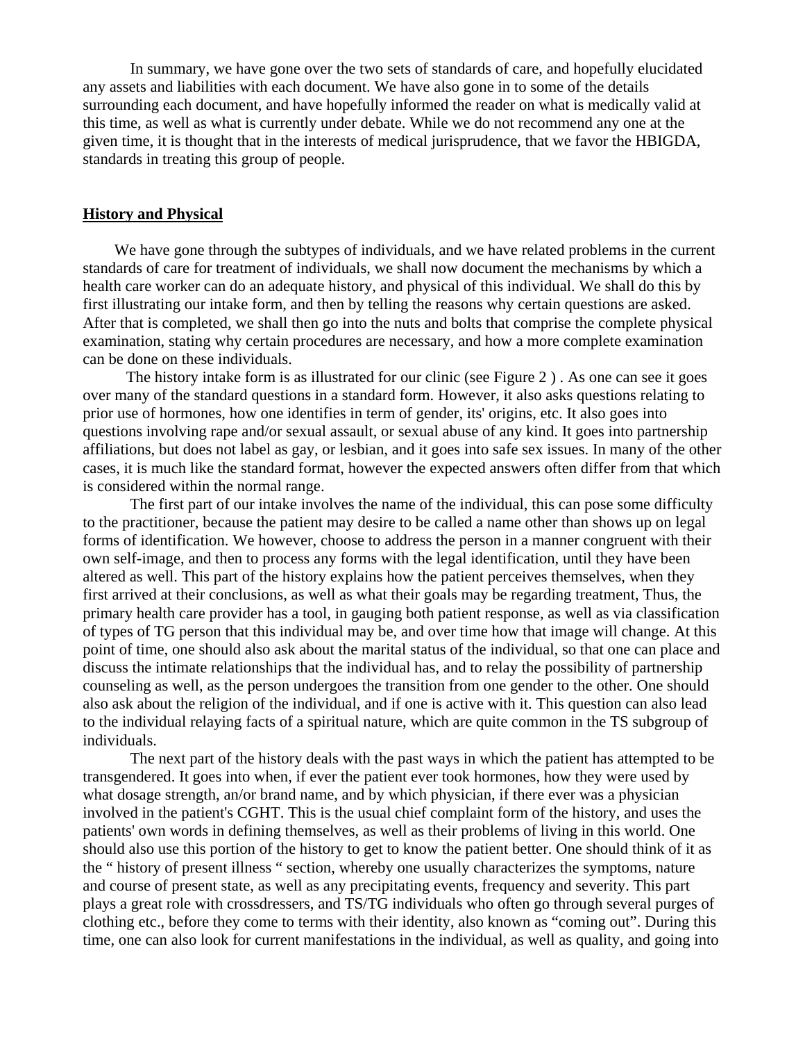In summary, we have gone over the two sets of standards of care, and hopefully elucidated any assets and liabilities with each document. We have also gone in to some of the details surrounding each document, and have hopefully informed the reader on what is medically valid at this time, as well as what is currently under debate. While we do not recommend any one at the given time, it is thought that in the interests of medical jurisprudence, that we favor the HBIGDA, standards in treating this group of people.

## History and Physical

We have gone through the subtypes of individuals, and we have related problems in the current standards of care for treatment of individuals, we shall now document the mechanisms by which a health care worker can do an adequate history, and physical of this individual. We shall do this by first illustrating our intake form, and then by telling the reasons why certain questions are asked. After that is completed, we shall then go into the nuts and bolts that comprise the complete physical examination, stating why certain procedures are necessary, and how a more complete examination can be done on these individuals.

The history intake form is as illustrated for our clinic (see Figure 2 ) . As one can see it goes over many of the standard questions in a standard form. However, it also asks questions relating to prior use of hormones, how one identifies in term of gender, its' origins, etc. It also goes into questions involving rape and/or sexual assault, or sexual abuse of any kind. It goes into partnership affiliations, but does not label as gay, or lesbian, and it goes into safe sex issues. In many of the other cases, it is much like the standard format, however the expected answers often differ from that which is considered within the normal range.

The first part of our intake involves the name of the individual, this can pose some difficulty to the practitioner, because the patient may desire to be called a name other than shows up on legal forms of identification. We however, choose to address the person in a manner congruent with their own self-image, and then to process any forms with the legal identification, until they have been altered as well. This part of the history explains how the patient perceives themselves, when they first arrived at their conclusions, as well as what their goals may be regarding treatment, Thus, the primary health care provider has a tool, in gauging both patient response, as well as via classification of types of TG person that this individual may be, and over time how that image will change. At this point of time, one should also ask about the marital status of the individual, so that one can place and discuss the intimate relationships that the individual has, and to relay the possibility of partnership counseling as well, as the person undergoes the transition from one gender to the other. One should also ask about the religion of the individual, and if one is active with it. This question can also lead to the individual relaying facts of a spiritual nature, which are quite common in the TS subgroup of individuals.

The next part of the history deals with the past ways in which the patient has attempted to be transgendered. It goes into when, if ever the patient ever took hormones, how they were used by what dosage strength, an/or brand name, and by which physician, if there ever was a physician involved in the patient's CGHT. This is the usual chief complaint form of the history, and uses the patients' own words in defining themselves, as well as their problems of living in this world. One should also use this portion of the history to get to know the patient better. One should think of it as the " history of present illness " section, whereby one usually characterizes the symptoms, nature and course of present state, as well as any precipitating events, frequency and severity. This part plays a great role with crossdressers, and TS/TG individuals who often go through several purges of clothing etc., before they come to terms with their identity, also known as "coming out". During this time, one can also look for current manifestations in the individual, as well as quality, and going into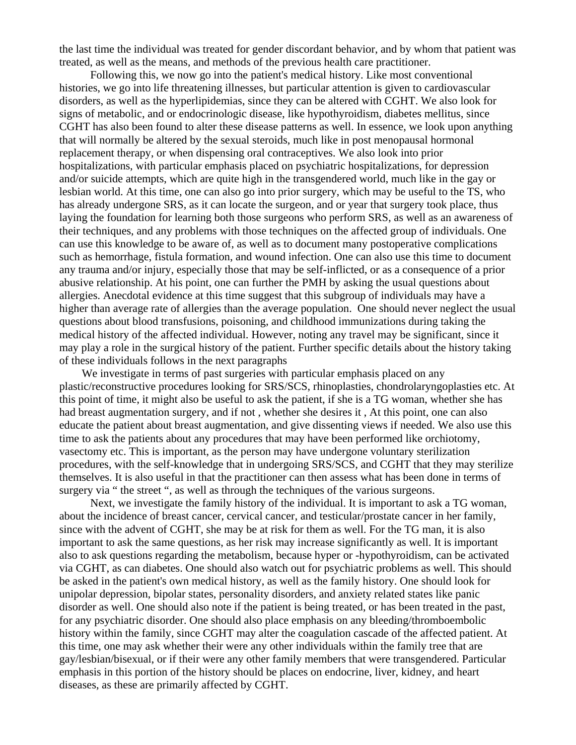the last time the individual was treated for gender discordant behavior, and by whom that patient was treated, as well as the means, and methods of the previous health care practitioner.

Following this, we now go into the patient's medical history. Like most conventional histories, we go into life threatening illnesses, but particular attention is given to cardiovascular disorders, as well as the hyperlipidemias, since they can be altered with CGHT. We also look for signs of metabolic, and or endocrinologic disease, like hypothyroidism, diabetes mellitus, since CGHT has also been found to alter these disease patterns as well. In essence, we look upon anything that will normally be altered by the sexual steroids, much like in post menopausal hormonal replacement therapy, or when dispensing oral contraceptives. We also look into prior hospitalizations, with particular emphasis placed on psychiatric hospitalizations, for depression and/or suicide attempts, which are quite high in the transgendered world, much like in the gay or lesbian world. At this time, one can also go into prior surgery, which may be useful to the TS, who has already undergone SRS, as it can locate the surgeon, and or year that surgery took place, thus laying the foundation for learning both those surgeons who perform SRS, as well as an awareness of their techniques, and any problems with those techniques on the affected group of individuals. One can use this knowledge to be aware of, as well as to document many postoperative complications such as hemorrhage, fistula formation, and wound infection. One can also use this time to document any trauma and/or injury, especially those that may be self-inflicted, or as a consequence of a prior abusive relationship. At his point, one can further the PMH by asking the usual questions about allergies. Anecdotal evidence at this time suggest that this subgroup of individuals may have a higher than average rate of allergies than the average population. One should never neglect the usual questions about blood transfusions, poisoning, and childhood immunizations during taking the medical history of the affected individual. However, noting any travel may be significant, since it may play a role in the surgical history of the patient. Further specific details about the history taking of these individuals follows in the next paragraphs

We investigate in terms of past surgeries with particular emphasis placed on any plastic/reconstructive procedures looking for SRS/SCS, rhinoplasties, chondrolaryngoplasties etc. At this point of time, it might also be useful to ask the patient, if she is a TG woman, whether she has had breast augmentation surgery, and if not , whether she desires it , At this point, one can also educate the patient about breast augmentation, and give dissenting views if needed. We also use this time to ask the patients about any procedures that may have been performed like orchiotomy, vasectomy etc. This is important, as the person may have undergone voluntary sterilization procedures, with the self-knowledge that in undergoing SRS/SCS, and CGHT that they may sterilize themselves. It is also useful in that the practitioner can then assess what has been done in terms of surgery via " the street ", as well as through the techniques of the various surgeons.

Next, we investigate the family history of the individual. It is important to ask a TG woman, about the incidence of breast cancer, cervical cancer, and testicular/prostate cancer in her family, since with the advent of CGHT, she may be at risk for them as well. For the TG man, it is also important to ask the same questions, as her risk may increase significantly as well. It is important also to ask questions regarding the metabolism, because hyper or -hypothyroidism, can be activated via CGHT, as can diabetes. One should also watch out for psychiatric problems as well. This should be asked in the patient's own medical history, as well as the family history. One should look for unipolar depression, bipolar states, personality disorders, and anxiety related states like panic disorder as well. One should also note if the patient is being treated, or has been treated in the past, for any psychiatric disorder. One should also place emphasis on any bleeding/thromboembolic history within the family, since CGHT may alter the coagulation cascade of the affected patient. At this time, one may ask whether their were any other individuals within the family tree that are gay/lesbian/bisexual, or if their were any other family members that were transgendered. Particular emphasis in this portion of the history should be places on endocrine, liver, kidney, and heart diseases, as these are primarily affected by CGHT.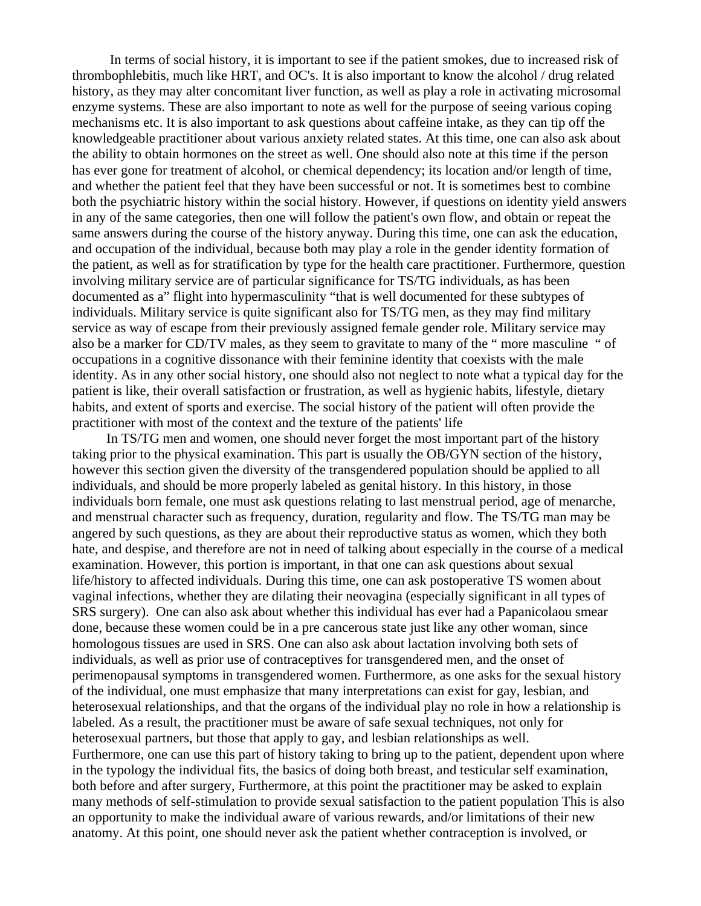In terms of social history, it is important to see if the patient smokes, due to increased risk of thrombophlebitis, much like HRT, and OC's. It is also important to know the alcohol / drug related history, as they may alter concomitant liver function, as well as play a role in activating microsomal enzyme systems. These are also important to note as well for the purpose of seeing various coping mechanisms etc. It is also important to ask questions about caffeine intake, as they can tip off the knowledgeable practitioner about various anxiety related states. At this time, one can also ask about the ability to obtain hormones on the street as well. One should also note at this time if the person has ever gone for treatment of alcohol, or chemical dependency; its location and/or length of time, and whether the patient feel that they have been successful or not. It is sometimes best to combine both the psychiatric history within the social history. However, if questions on identity yield answers in any of the same categories, then one will follow the patient's own flow, and obtain or repeat the same answers during the course of the history anyway. During this time, one can ask the education, and occupation of the individual, because both may play a role in the gender identity formation of the patient, as well as for stratification by type for the health care practitioner. Furthermore, question involving military service are of particular significance for TS/TG individuals, as has been documented as a" flight into hypermasculinity "that is well documented for these subtypes of individuals. Military service is quite significant also for TS/TG men, as they may find military service as way of escape from their previously assigned female gender role. Military service may also be a marker for CD/TV males, as they seem to gravitate to many of the " more masculine " of occupations in a cognitive dissonance with their feminine identity that coexists with the male identity. As in any other social history, one should also not neglect to note what a typical day for the patient is like, their overall satisfaction or frustration, as well as hygienic habits, lifestyle, dietary habits, and extent of sports and exercise. The social history of the patient will often provide the practitioner with most of the context and the texture of the patients' life

In TS/TG men and women, one should never forget the most important part of the history taking prior to the physical examination. This part is usually the OB/GYN section of the history, however this section given the diversity of the transgendered population should be applied to all individuals, and should be more properly labeled as genital history. In this history, in those individuals born female, one must ask questions relating to last menstrual period, age of menarche, and menstrual character such as frequency, duration, regularity and flow. The TS/TG man may be angered by such questions, as they are about their reproductive status as women, which they both hate, and despise, and therefore are not in need of talking about especially in the course of a medical examination. However, this portion is important, in that one can ask questions about sexual life/history to affected individuals. During this time, one can ask postoperative TS women about vaginal infections, whether they are dilating their neovagina (especially significant in all types of SRS surgery). One can also ask about whether this individual has ever had a Papanicolaou smear done, because these women could be in a pre cancerous state just like any other woman, since homologous tissues are used in SRS. One can also ask about lactation involving both sets of individuals, as well as prior use of contraceptives for transgendered men, and the onset of perimenopausal symptoms in transgendered women. Furthermore, as one asks for the sexual history of the individual, one must emphasize that many interpretations can exist for gay, lesbian, and heterosexual relationships, and that the organs of the individual play no role in how a relationship is labeled. As a result, the practitioner must be aware of safe sexual techniques, not only for heterosexual partners, but those that apply to gay, and lesbian relationships as well. Furthermore, one can use this part of history taking to bring up to the patient, dependent upon where in the typology the individual fits, the basics of doing both breast, and testicular self examination, both before and after surgery, Furthermore, at this point the practitioner may be asked to explain many methods of self-stimulation to provide sexual satisfaction to the patient population This is also an opportunity to make the individual aware of various rewards, and/or limitations of their new anatomy. At this point, one should never ask the patient whether contraception is involved, or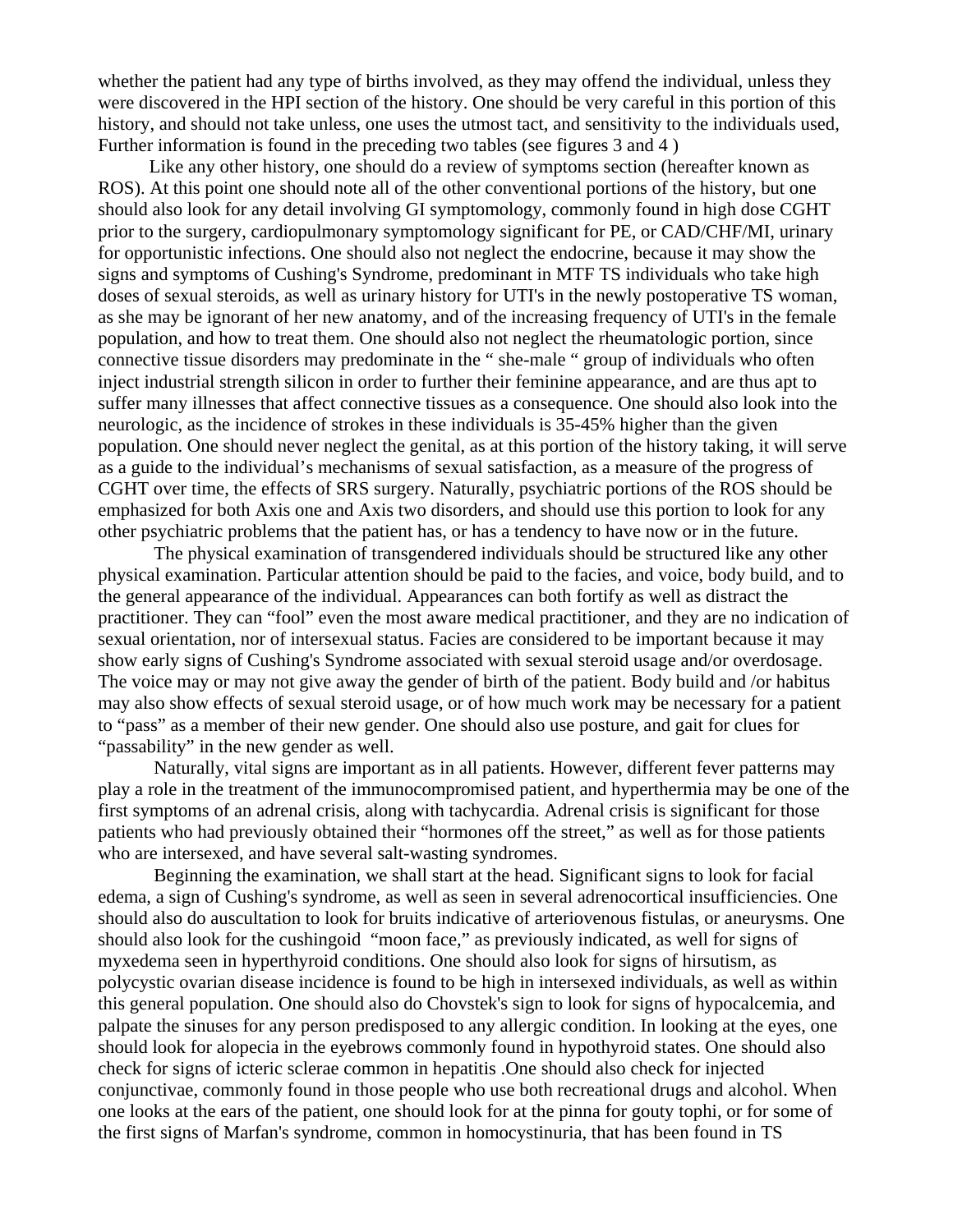whether the patient had any type of births involved, as they may offend the individual, unless they were discovered in the HPI section of the history. One should be very careful in this portion of this history, and should not take unless, one uses the utmost tact, and sensitivity to the individuals used, Further information is found in the preceding two tables (see figures 3 and 4 )

Like any other history, one should do a review of symptoms section (hereafter known as ROS). At this point one should note all of the other conventional portions of the history, but one should also look for any detail involving GI symptomology, commonly found in high dose CGHT prior to the surgery, cardiopulmonary symptomology significant for PE, or CAD/CHF/MI, urinary for opportunistic infections. One should also not neglect the endocrine, because it may show the signs and symptoms of Cushing's Syndrome, predominant in MTF TS individuals who take high doses of sexual steroids, as well as urinary history for UTI's in the newly postoperative TS woman, as she may be ignorant of her new anatomy, and of the increasing frequency of UTI's in the female population, and how to treat them. One should also not neglect the rheumatologic portion, since connective tissue disorders may predominate in the " she-male " group of individuals who often inject industrial strength silicon in order to further their feminine appearance, and are thus apt to suffer many illnesses that affect connective tissues as a consequence. One should also look into the neurologic, as the incidence of strokes in these individuals is 35-45% higher than the given population. One should never neglect the genital, as at this portion of the history taking, it will serve as a guide to the individual's mechanisms of sexual satisfaction, as a measure of the progress of CGHT over time, the effects of SRS surgery. Naturally, psychiatric portions of the ROS should be emphasized for both Axis one and Axis two disorders, and should use this portion to look for any other psychiatric problems that the patient has, or has a tendency to have now or in the future.

The physical examination of transgendered individuals should be structured like any other physical examination. Particular attention should be paid to the facies, and voice, body build, and to the general appearance of the individual. Appearances can both fortify as well as distract the practitioner. They can "fool" even the most aware medical practitioner, and they are no indication of sexual orientation, nor of intersexual status. Facies are considered to be important because it may show early signs of Cushing's Syndrome associated with sexual steroid usage and/or overdosage. The voice may or may not give away the gender of birth of the patient. Body build and /or habitus may also show effects of sexual steroid usage, or of how much work may be necessary for a patient to "pass" as a member of their new gender. One should also use posture, and gait for clues for "passability" in the new gender as well.

Naturally, vital signs are important as in all patients. However, different fever patterns may play a role in the treatment of the immunocompromised patient, and hyperthermia may be one of the first symptoms of an adrenal crisis, along with tachycardia. Adrenal crisis is significant for those patients who had previously obtained their "hormones off the street," as well as for those patients who are intersexed, and have several salt-wasting syndromes.

Beginning the examination, we shall start at the head. Significant signs to look for facial edema, a sign of Cushing's syndrome, as well as seen in several adrenocortical insufficiencies. One should also do auscultation to look for bruits indicative of arteriovenous fistulas, or aneurysms. One should also look for the cushingoid "moon face," as previously indicated, as well for signs of myxedema seen in hyperthyroid conditions. One should also look for signs of hirsutism, as polycystic ovarian disease incidence is found to be high in intersexed individuals, as well as within this general population. One should also do Chovstek's sign to look for signs of hypocalcemia, and palpate the sinuses for any person predisposed to any allergic condition. In looking at the eyes, one should look for alopecia in the eyebrows commonly found in hypothyroid states. One should also check for signs of icteric sclerae common in hepatitis .One should also check for injected conjunctivae, commonly found in those people who use both recreational drugs and alcohol. When one looks at the ears of the patient, one should look for at the pinna for gouty tophi, or for some of the first signs of Marfan's syndrome, common in homocystinuria, that has been found in TS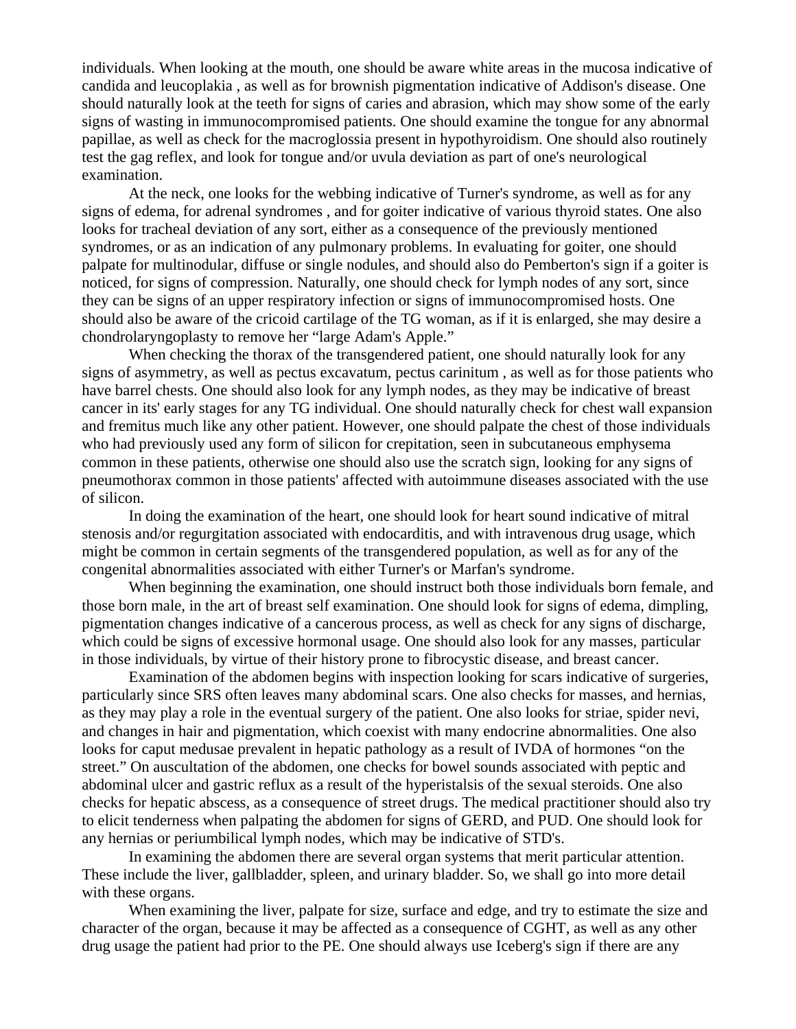individuals. When looking at the mouth, one should be aware white areas in the mucosa indicative of candida and leucoplakia , as well as for brownish pigmentation indicative of Addison's disease. One should naturally look at the teeth for signs of caries and abrasion, which may show some of the early signs of wasting in immunocompromised patients. One should examine the tongue for any abnormal papillae, as well as check for the macroglossia present in hypothyroidism. One should also routinely test the gag reflex, and look for tongue and/or uvula deviation as part of one's neurological examination.

At the neck, one looks for the webbing indicative of Turner's syndrome, as well as for any signs of edema, for adrenal syndromes , and for goiter indicative of various thyroid states. One also looks for tracheal deviation of any sort, either as a consequence of the previously mentioned syndromes, or as an indication of any pulmonary problems. In evaluating for goiter, one should palpate for multinodular, diffuse or single nodules, and should also do Pemberton's sign if a goiter is noticed, for signs of compression. Naturally, one should check for lymph nodes of any sort, since they can be signs of an upper respiratory infection or signs of immunocompromised hosts. One should also be aware of the cricoid cartilage of the TG woman, as if it is enlarged, she may desire a chondrolaryngoplasty to remove her "large Adam's Apple."

When checking the thorax of the transgendered patient, one should naturally look for any signs of asymmetry, as well as pectus excavatum, pectus carinitum , as well as for those patients who have barrel chests. One should also look for any lymph nodes, as they may be indicative of breast cancer in its' early stages for any TG individual. One should naturally check for chest wall expansion and fremitus much like any other patient. However, one should palpate the chest of those individuals who had previously used any form of silicon for crepitation, seen in subcutaneous emphysema common in these patients, otherwise one should also use the scratch sign, looking for any signs of pneumothorax common in those patients' affected with autoimmune diseases associated with the use of silicon.

In doing the examination of the heart, one should look for heart sound indicative of mitral stenosis and/or regurgitation associated with endocarditis, and with intravenous drug usage, which might be common in certain segments of the transgendered population, as well as for any of the congenital abnormalities associated with either Turner's or Marfan's syndrome.

When beginning the examination, one should instruct both those individuals born female, and those born male, in the art of breast self examination. One should look for signs of edema, dimpling, pigmentation changes indicative of a cancerous process, as well as check for any signs of discharge, which could be signs of excessive hormonal usage. One should also look for any masses, particular in those individuals, by virtue of their history prone to fibrocystic disease, and breast cancer.

Examination of the abdomen begins with inspection looking for scars indicative of surgeries, particularly since SRS often leaves many abdominal scars. One also checks for masses, and hernias, as they may play a role in the eventual surgery of the patient. One also looks for striae, spider nevi, and changes in hair and pigmentation, which coexist with many endocrine abnormalities. One also looks for caput medusae prevalent in hepatic pathology as a result of IVDA of hormones "on the street." On auscultation of the abdomen, one checks for bowel sounds associated with peptic and abdominal ulcer and gastric reflux as a result of the hyperistalsis of the sexual steroids. One also checks for hepatic abscess, as a consequence of street drugs. The medical practitioner should also try to elicit tenderness when palpating the abdomen for signs of GERD, and PUD. One should look for any hernias or periumbilical lymph nodes, which may be indicative of STD's.

In examining the abdomen there are several organ systems that merit particular attention. These include the liver, gallbladder, spleen, and urinary bladder. So, we shall go into more detail with these organs.

When examining the liver, palpate for size, surface and edge, and try to estimate the size and character of the organ, because it may be affected as a consequence of CGHT, as well as any other drug usage the patient had prior to the PE. One should always use Iceberg's sign if there are any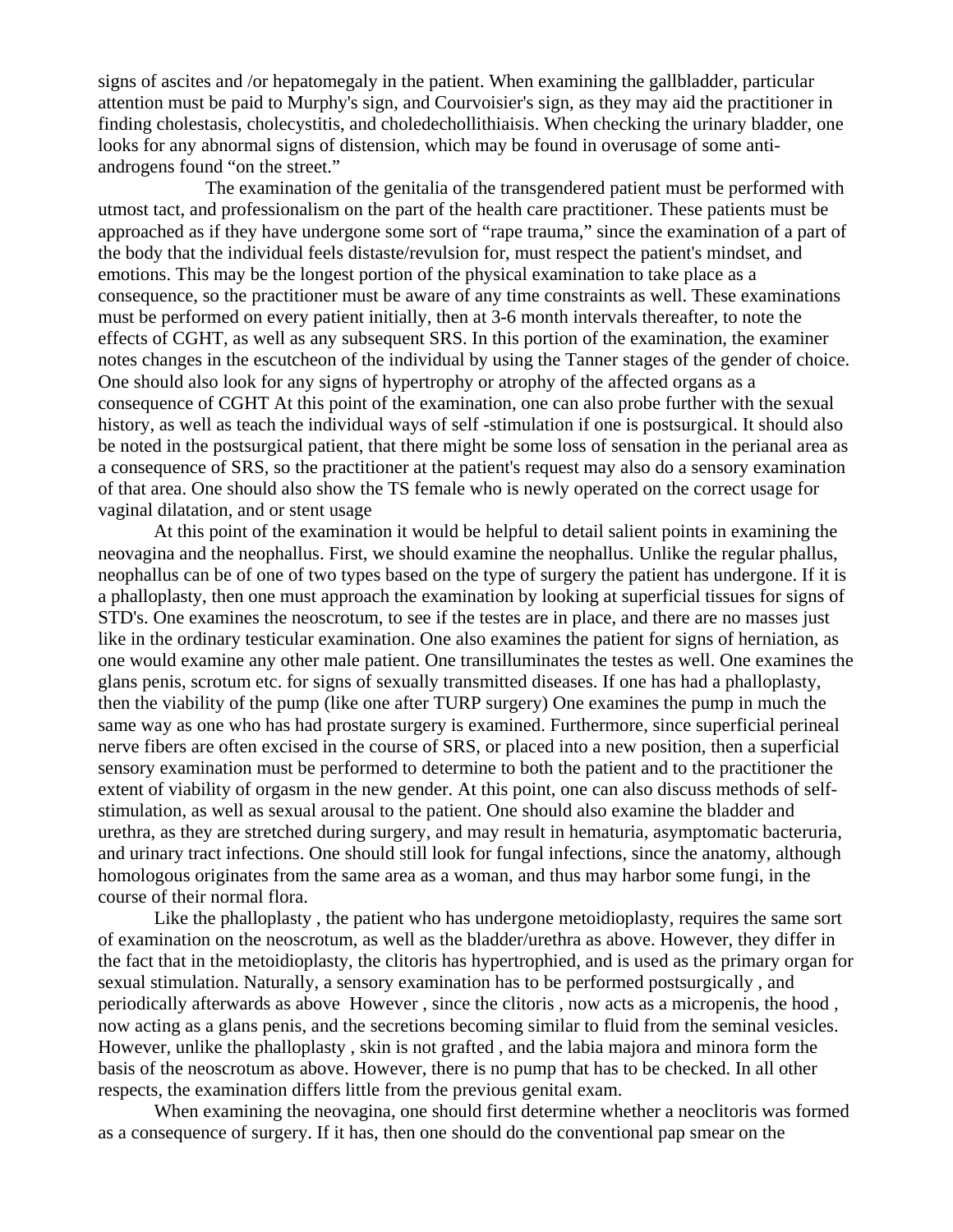signs of ascites and /or hepatomegaly in the patient. When examining the gallbladder, particular attention must be paid to Murphy's sign, and Courvoisier's sign, as they may aid the practitioner in finding cholestasis, cholecystitis, and choledechollithiaisis. When checking the urinary bladder, one looks for any abnormal signs of distension, which may be found in overusage of some anti-androgens found "on the street."

The examination of the genitalia of the transgendered patient must be performed with utmost tact, and professionalism on the part of the health care practitioner. These patients must be approached as if they have undergone some sort of "rape trauma," since the examination of a part of the body that the individual feels distaste/revulsion for, must respect the patient's mindset, and emotions. This may be the longest portion of the physical examination to take place as a consequence, so the practitioner must be aware of any time constraints as well. These examinations must be performed on every patient initially, then at 3-6 month intervals thereafter, to note the effects of CGHT, as well as any subsequent SRS. In this portion of the examination, the examiner notes changes in the escutcheon of the individual by using the Tanner stages of the gender of choice. One should also look for any signs of hypertrophy or atrophy of the affected organs as a consequence of CGHT At this point of the examination, one can also probe further with the sexual history, as well as teach the individual ways of self -stimulation if one is postsurgical. It should also be noted in the postsurgical patient, that there might be some loss of sensation in the perianal area as a consequence of SRS, so the practitioner at the patient's request may also do a sensory examination of that area. One should also show the TS female who is newly operated on the correct usage for vaginal dilatation, and or stent usage

At this point of the examination it would be helpful to detail salient points in examining the neovagina and the neophallus. First, we should examine the neophallus. Unlike the regular phallus, neophallus can be of one of two types based on the type of surgery the patient has undergone. If it is a phalloplasty, then one must approach the examination by looking at superficial tissues for signs of STD's. One examines the neoscrotum, to see if the testes are in place, and there are no masses just like in the ordinary testicular examination. One also examines the patient for signs of herniation, as one would examine any other male patient. One transilluminates the testes as well. One examines the glans penis, scrotum etc. for signs of sexually transmitted diseases. If one has had a phalloplasty, then the viability of the pump (like one after TURP surgery) One examines the pump in much the same way as one who has had prostate surgery is examined. Furthermore, since superficial perineal nerve fibers are often excised in the course of SRS, or placed into a new position, then a superficial sensory examination must be performed to determine to both the patient and to the practitioner the extent of viability of orgasm in the new gender. At this point, one can also discuss methods of self-stimulation, as well as sexual arousal to the patient. One should also examine the bladder and urethra, as they are stretched during surgery, and may result in hematuria, asymptomatic bacteruria, and urinary tract infections. One should still look for fungal infections, since the anatomy, although homologous originates from the same area as a woman, and thus may harbor some fungi, in the course of their normal flora.

Like the phalloplasty , the patient who has undergone metoidioplasty, requires the same sort of examination on the neoscrotum, as well as the bladder/urethra as above. However, they differ in the fact that in the metoidioplasty, the clitoris has hypertrophied, and is used as the primary organ for sexual stimulation. Naturally, a sensory examination has to be performed postsurgically , and periodically afterwards as above However , since the clitoris , now acts as a micropenis, the hood , now acting as a glans penis, and the secretions becoming similar to fluid from the seminal vesicles. However, unlike the phalloplasty , skin is not grafted , and the labia majora and minora form the basis of the neoscrotum as above. However, there is no pump that has to be checked. In all other respects, the examination differs little from the previous genital exam.

When examining the neovagina, one should first determine whether a neoclitoris was formed as a consequence of surgery. If it has, then one should do the conventional pap smear on the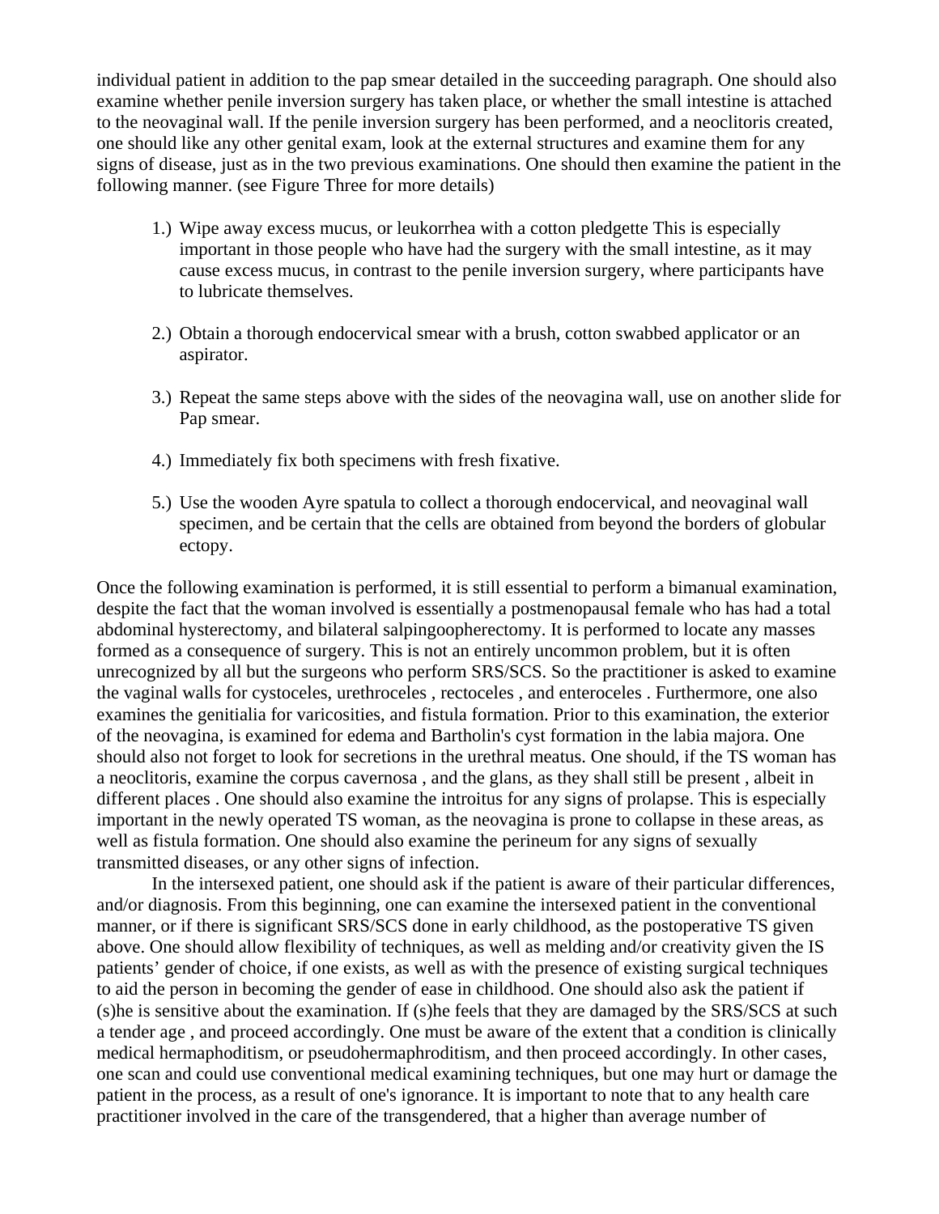individual patient in addition to the pap smear detailed in the succeeding paragraph. One should also examine whether penile inversion surgery has taken place, or whether the small intestine is attached to the neovaginal wall. If the penile inversion surgery has been performed, and a neoclitoris created, one should like any other genital exam, look at the external structures and examine them for any signs of disease, just as in the two previous examinations. One should then examine the patient in the following manner. (see Figure Three for more details)

1.) Wipe away excess mucus, or leukorrhea with a cotton pledgette This is especially important in those people who have had the surgery with the small intestine, as it may cause excess mucus, in contrast to the penile inversion surgery, where participants have to lubricate themselves.

2.) Obtain a thorough endocervical smear with a brush, cotton swabbed applicator or an aspirator.

3.) Repeat the same steps above with the sides of the neovagina wall, use on another slide for Pap smear.

4.) Immediately fix both specimens with fresh fixative.

5.) Use the wooden Ayre spatula to collect a thorough endocervical, and neovaginal wall specimen, and be certain that the cells are obtained from beyond the borders of globular ectopy.

Once the following examination is performed, it is still essential to perform a bimanual examination, despite the fact that the woman involved is essentially a postmenopausal female who has had a total abdominal hysterectomy, and bilateral salpingoopherectomy. It is performed to locate any masses formed as a consequence of surgery. This is not an entirely uncommon problem, but it is often unrecognized by all but the surgeons who perform SRS/SCS. So the practitioner is asked to examine the vaginal walls for cystoceles, urethroceles , rectoceles , and enteroceles . Furthermore, one also examines the genitialia for varicosities, and fistula formation. Prior to this examination, the exterior of the neovagina, is examined for edema and Bartholin's cyst formation in the labia majora. One should also not forget to look for secretions in the urethral meatus. One should, if the TS woman has a neoclitoris, examine the corpus cavernosa , and the glans, as they shall still be present , albeit in different places . One should also examine the introitus for any signs of prolapse. This is especially important in the newly operated TS woman, as the neovagina is prone to collapse in these areas, as well as fistula formation. One should also examine the perineum for any signs of sexually transmitted diseases, or any other signs of infection.

In the intersexed patient, one should ask if the patient is aware of their particular differences, and/or diagnosis. From this beginning, one can examine the intersexed patient in the conventional manner, or if there is significant SRS/SCS done in early childhood, as the postoperative TS given above. One should allow flexibility of techniques, as well as melding and/or creativity given the IS patients' gender of choice, if one exists, as well as with the presence of existing surgical techniques to aid the person in becoming the gender of ease in childhood. One should also ask the patient if (s)he is sensitive about the examination. If (s)he feels that they are damaged by the SRS/SCS at such a tender age , and proceed accordingly. One must be aware of the extent that a condition is clinically medical hermaphoditism, or pseudohermaphroditism, and then proceed accordingly. In other cases, one scan and could use conventional medical examining techniques, but one may hurt or damage the patient in the process, as a result of one's ignorance. It is important to note that to any health care practitioner involved in the care of the transgendered, that a higher than average number of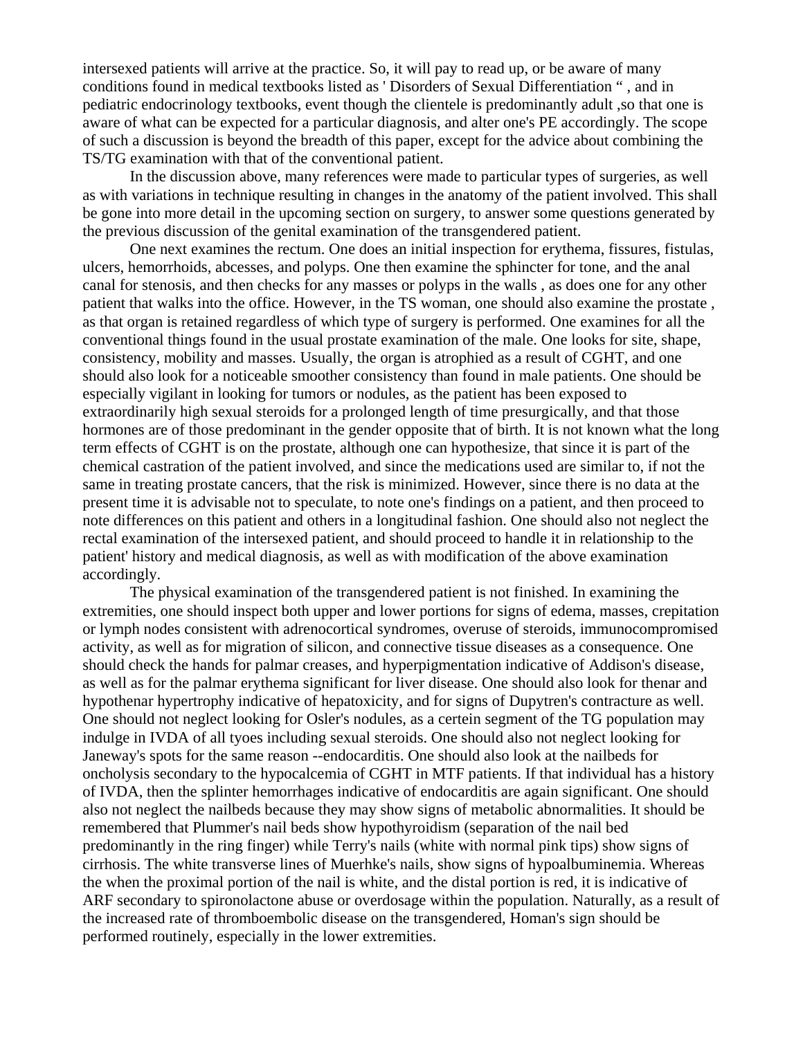intersexed patients will arrive at the practice. So, it will pay to read up, or be aware of many conditions found in medical textbooks listed as ' Disorders of Sexual Differentiation " , and in pediatric endocrinology textbooks, event though the clientele is predominantly adult ,so that one is aware of what can be expected for a particular diagnosis, and alter one's PE accordingly. The scope of such a discussion is beyond the breadth of this paper, except for the advice about combining the TS/TG examination with that of the conventional patient.

In the discussion above, many references were made to particular types of surgeries, as well as with variations in technique resulting in changes in the anatomy of the patient involved. This shall be gone into more detail in the upcoming section on surgery, to answer some questions generated by the previous discussion of the genital examination of the transgendered patient.

One next examines the rectum. One does an initial inspection for erythema, fissures, fistulas, ulcers, hemorrhoids, abcesses, and polyps. One then examine the sphincter for tone, and the anal canal for stenosis, and then checks for any masses or polyps in the walls , as does one for any other patient that walks into the office. However, in the TS woman, one should also examine the prostate , as that organ is retained regardless of which type of surgery is performed. One examines for all the conventional things found in the usual prostate examination of the male. One looks for site, shape, consistency, mobility and masses. Usually, the organ is atrophied as a result of CGHT, and one should also look for a noticeable smoother consistency than found in male patients. One should be especially vigilant in looking for tumors or nodules, as the patient has been exposed to extraordinarily high sexual steroids for a prolonged length of time presurgically, and that those hormones are of those predominant in the gender opposite that of birth. It is not known what the long term effects of CGHT is on the prostate, although one can hypothesize, that since it is part of the chemical castration of the patient involved, and since the medications used are similar to, if not the same in treating prostate cancers, that the risk is minimized. However, since there is no data at the present time it is advisable not to speculate, to note one's findings on a patient, and then proceed to note differences on this patient and others in a longitudinal fashion. One should also not neglect the rectal examination of the intersexed patient, and should proceed to handle it in relationship to the patient' history and medical diagnosis, as well as with modification of the above examination accordingly.

The physical examination of the transgendered patient is not finished. In examining the extremities, one should inspect both upper and lower portions for signs of edema, masses, crepitation or lymph nodes consistent with adrenocortical syndromes, overuse of steroids, immunocompromised activity, as well as for migration of silicon, and connective tissue diseases as a consequence. One should check the hands for palmar creases, and hyperpigmentation indicative of Addison's disease, as well as for the palmar erythema significant for liver disease. One should also look for thenar and hypothenar hypertrophy indicative of hepatoxicity, and for signs of Dupytren's contracture as well. One should not neglect looking for Osler's nodules, as a certein segment of the TG population may indulge in IVDA of all tyoes including sexual steroids. One should also not neglect looking for Janeway's spots for the same reason --endocarditis. One should also look at the nailbeds for oncholysis secondary to the hypocalcemia of CGHT in MTF patients. If that individual has a history of IVDA, then the splinter hemorrhages indicative of endocarditis are again significant. One should also not neglect the nailbeds because they may show signs of metabolic abnormalities. It should be remembered that Plummer's nail beds show hypothyroidism (separation of the nail bed predominantly in the ring finger) while Terry's nails (white with normal pink tips) show signs of cirrhosis. The white transverse lines of Muerhke's nails, show signs of hypoalbuminemia. Whereas the when the proximal portion of the nail is white, and the distal portion is red, it is indicative of ARF secondary to spironolactone abuse or overdosage within the population. Naturally, as a result of the increased rate of thromboembolic disease on the transgendered, Homan's sign should be performed routinely, especially in the lower extremities.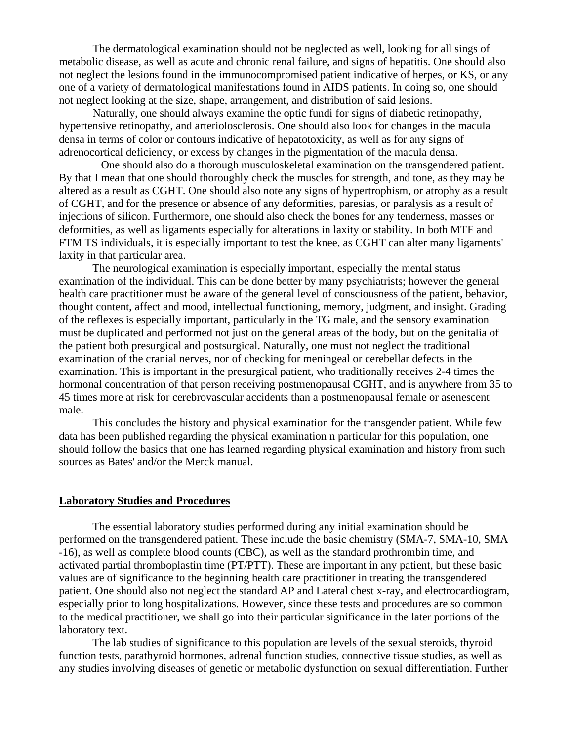The dermatological examination should not be neglected as well, looking for all sings of metabolic disease, as well as acute and chronic renal failure, and signs of hepatitis. One should also not neglect the lesions found in the immunocompromised patient indicative of herpes, or KS, or any one of a variety of dermatological manifestations found in AIDS patients. In doing so, one should not neglect looking at the size, shape, arrangement, and distribution of said lesions.

Naturally, one should always examine the optic fundi for signs of diabetic retinopathy, hypertensive retinopathy, and arteriolosclerosis. One should also look for changes in the macula densa in terms of color or contours indicative of hepatotoxicity, as well as for any signs of adrenocortical deficiency, or excess by changes in the pigmentation of the macula densa.

One should also do a thorough musculoskeletal examination on the transgendered patient. By that I mean that one should thoroughly check the muscles for strength, and tone, as they may be altered as a result as CGHT. One should also note any signs of hypertrophism, or atrophy as a result of CGHT, and for the presence or absence of any deformities, paresias, or paralysis as a result of injections of silicon. Furthermore, one should also check the bones for any tenderness, masses or deformities, as well as ligaments especially for alterations in laxity or stability. In both MTF and FTM TS individuals, it is especially important to test the knee, as CGHT can alter many ligaments' laxity in that particular area.

The neurological examination is especially important, especially the mental status examination of the individual. This can be done better by many psychiatrists; however the general health care practitioner must be aware of the general level of consciousness of the patient, behavior, thought content, affect and mood, intellectual functioning, memory, judgment, and insight. Grading of the reflexes is especially important, particularly in the TG male, and the sensory examination must be duplicated and performed not just on the general areas of the body, but on the genitalia of the patient both presurgical and postsurgical. Naturally, one must not neglect the traditional examination of the cranial nerves, nor of checking for meningeal or cerebellar defects in the examination. This is important in the presurgical patient, who traditionally receives 2-4 times the hormonal concentration of that person receiving postmenopausal CGHT, and is anywhere from 35 to 45 times more at risk for cerebrovascular accidents than a postmenopausal female or asenescent male.

This concludes the history and physical examination for the transgender patient. While few data has been published regarding the physical examination n particular for this population, one should follow the basics that one has learned regarding physical examination and history from such sources as Bates' and/or the Merck manual.

## Laboratory Studies and Procedures

The essential laboratory studies performed during any initial examination should be performed on the transgendered patient. These include the basic chemistry (SMA-7, SMA-10, SMA -16), as well as complete blood counts (CBC), as well as the standard prothrombin time, and activated partial thromboplastin time (PT/PTT). These are important in any patient, but these basic values are of significance to the beginning health care practitioner in treating the transgendered patient. One should also not neglect the standard AP and Lateral chest x-ray, and electrocardiogram, especially prior to long hospitalizations. However, since these tests and procedures are so common to the medical practitioner, we shall go into their particular significance in the later portions of the laboratory text.

The lab studies of significance to this population are levels of the sexual steroids, thyroid function tests, parathyroid hormones, adrenal function studies, connective tissue studies, as well as any studies involving diseases of genetic or metabolic dysfunction on sexual differentiation. Further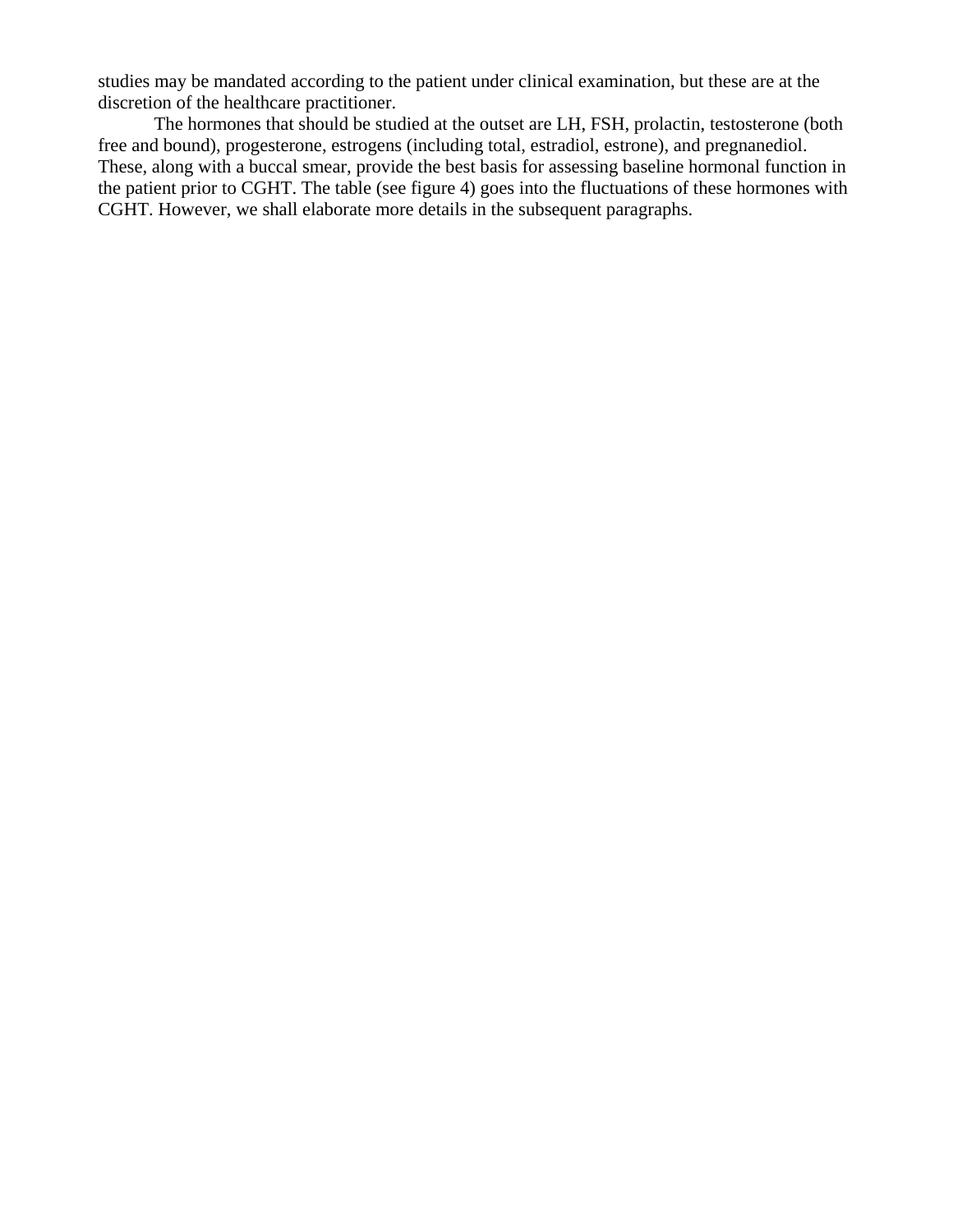studies may be mandated according to the patient under clinical examination, but these are at the discretion of the healthcare practitioner.

The hormones that should be studied at the outset are LH, FSH, prolactin, testosterone (both free and bound), progesterone, estrogens (including total, estradiol, estrone), and pregnanediol. These, along with a buccal smear, provide the best basis for assessing baseline hormonal function in the patient prior to CGHT. The table (see figure 4) goes into the fluctuations of these hormones with CGHT. However, we shall elaborate more details in the subsequent paragraphs.